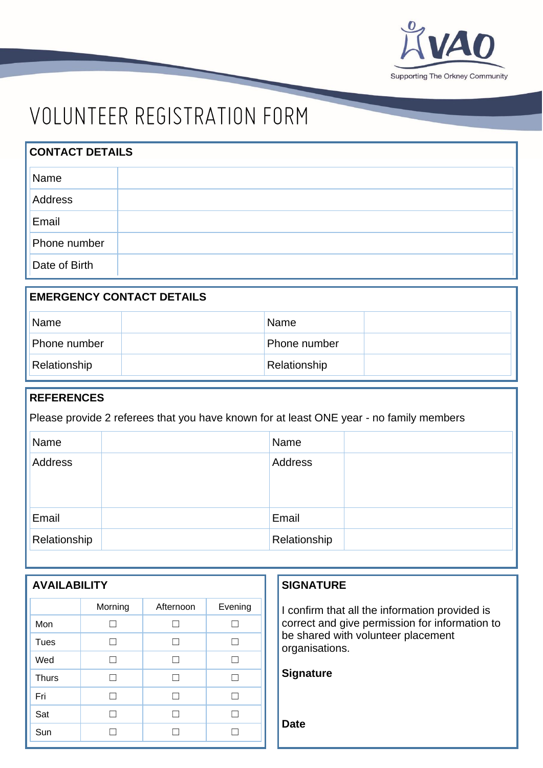VAO
Supporting The Orkney Community

# VOLUNTEER REGISTRATION FORM

## CONTACT DETAILS

| | |
|---|---|
| Name | |
| Address | |
| Email | |
| Phone number | |
| Date of Birth | |

## EMERGENCY CONTACT DETAILS

| | | | |
|---|---|---|---|
| Name | | Name | |
| Phone number | | Phone number | |
| Relationship | | Relationship | |

## REFERENCES

Please provide 2 referees that you have known for at least ONE year - no family members

| | | | |
|---|---|---|---|
| Name | | Name | |
| Address | | Address | |
| Email | | Email | |
| Relationship | | Relationship | |

## AVAILABILITY

| | Morning | Afternoon | Evening |
|---|---|---|---|
| Mon | ☐ | ☐ | ☐ |
| Tues | ☐ | ☐ | ☐ |
| Wed | ☐ | ☐ | ☐ |
| Thurs | ☐ | ☐ | ☐ |
| Fri | ☐ | ☐ | ☐ |
| Sat | ☐ | ☐ | ☐ |
| Sun | ☐ | ☐ | ☐ |

## SIGNATURE

I confirm that all the information provided is correct and give permission for information to be shared with volunteer placement organisations.

**Signature**

**Date**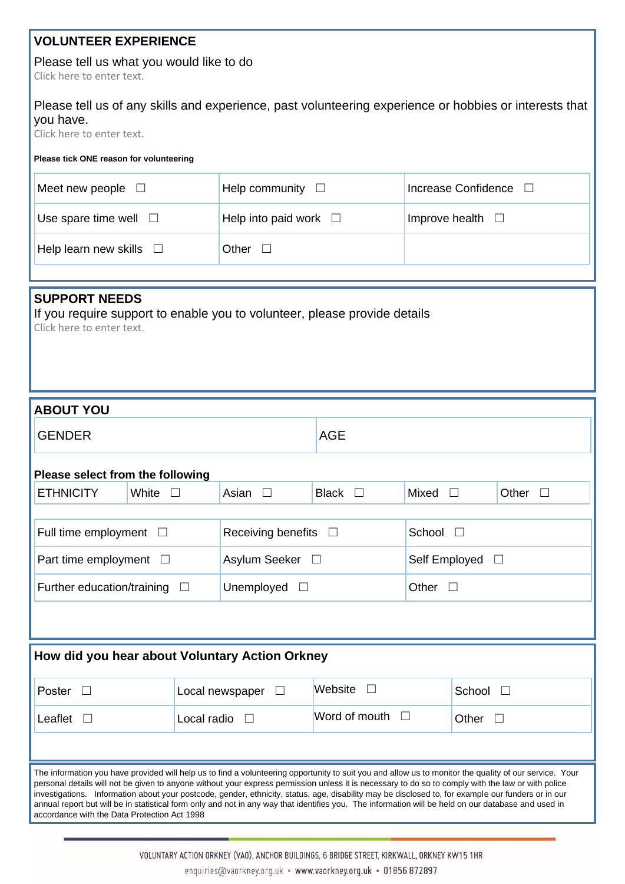## VOLUNTEER EXPERIENCE

Please tell us what you would like to do

Click here to enter text.

Please tell us of any skills and experience, past volunteering experience or hobbies or interests that you have.

Click here to enter text.

**Please tick ONE reason for volunteering**

| | | |
|---|---|---|
| Meet new people ☐ | Help community ☐ | Increase Confidence ☐ |
| Use spare time well ☐ | Help into paid work ☐ | Improve health ☐ |
| Help learn new skills ☐ | Other ☐ | |

## SUPPORT NEEDS

If you require support to enable you to volunteer, please provide details

Click here to enter text.

## ABOUT YOU

| | |
|---|---|
| GENDER | AGE |

**Please select from the following**

| | | | | | |
|---|---|---|---|---|---|
| ETHNICITY | White ☐ | Asian ☐ | Black ☐ | Mixed ☐ | Other ☐ |

| | | |
|---|---|---|
| Full time employment ☐ | Receiving benefits ☐ | School ☐ |
| Part time employment ☐ | Asylum Seeker ☐ | Self Employed ☐ |
| Further education/training ☐ | Unemployed ☐ | Other ☐ |

## How did you hear about Voluntary Action Orkney

| | | | |
|---|---|---|---|
| Poster ☐ | Local newspaper ☐ | Website ☐ | School ☐ |
| Leaflet ☐ | Local radio ☐ | Word of mouth ☐ | Other ☐ |

The information you have provided will help us to find a volunteering opportunity to suit you and allow us to monitor the quality of our service. Your personal details will not be given to anyone without your express permission unless it is necessary to do so to comply with the law or with police investigations. Information about your postcode, gender, ethnicity, status, age, disability may be disclosed to, for example our funders or in our annual report but will be in statistical form only and not in any way that identifies you. The information will be held on our database and used in accordance with the Data Protection Act 1998

VOLUNTARY ACTION ORKNEY (VAO), ANCHOR BUILDINGS, 6 BRIDGE STREET, KIRKWALL, ORKNEY KW15 1HR

enquiries@vaorkney.org.uk • www.vaorkney.org.uk • 01856 872897